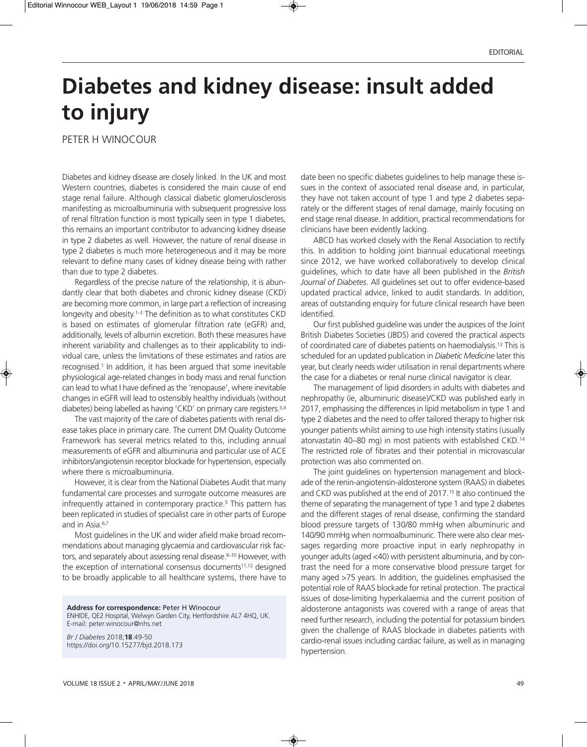EDITORIAL

# Diabetes and kidney disease: insult added to injury

PETER H WINOCOUR

Diabetes and kidney disease are closely linked. In the UK and most Western countries, diabetes is considered the main cause of end stage renal failure. Although classical diabetic glomerulosclerosis manifesting as microalbuminuria with subsequent progressive loss of renal filtration function is most typically seen in type 1 diabetes, this remains an important contributor to advancing kidney disease in type 2 diabetes as well. However, the nature of renal disease in type 2 diabetes is much more heterogeneous and it may be more relevant to define many cases of kidney disease being with rather than due to type 2 diabetes.

Regardless of the precise nature of the relationship, it is abundantly clear that both diabetes and chronic kidney disease (CKD) are becoming more common, in large part a reflection of increasing longevity and obesity.[1–3] The definition as to what constitutes CKD is based on estimates of glomerular filtration rate (eGFR) and, additionally, levels of albumin excretion. Both these measures have inherent variability and challenges as to their applicability to individual care, unless the limitations of these estimates and ratios are recognised.[1] In addition, it has been argued that some inevitable physiological age-related changes in body mass and renal function can lead to what I have defined as the 'renopause', where inevitable changes in eGFR will lead to ostensibly healthy individuals (without diabetes) being labelled as having 'CKD' on primary care registers.[3,4]

The vast majority of the care of diabetes patients with renal disease takes place in primary care. The current DM Quality Outcome Framework has several metrics related to this, including annual measurements of eGFR and albuminuria and particular use of ACE inhibitors/angiotensin receptor blockade for hypertension, especially where there is microalbuminuria.

However, it is clear from the National Diabetes Audit that many fundamental care processes and surrogate outcome measures are infrequently attained in contemporary practice.[5] This pattern has been replicated in studies of specialist care in other parts of Europe and in Asia.[6,7]

Most guidelines in the UK and wider afield make broad recommendations about managing glycaemia and cardiovascular risk factors, and separately about assessing renal disease.[8–10] However, with the exception of international consensus documents[11,12] designed to be broadly applicable to all healthcare systems, there have to date been no specific diabetes guidelines to help manage these issues in the context of associated renal disease and, in particular, they have not taken account of type 1 and type 2 diabetes separately or the different stages of renal damage, mainly focusing on end stage renal disease. In addition, practical recommendations for clinicians have been evidently lacking.

ABCD has worked closely with the Renal Association to rectify this. In addition to holding joint biannual educational meetings since 2012, we have worked collaboratively to develop clinical guidelines, which to date have all been published in the *British Journal of Diabetes*. All guidelines set out to offer evidence-based updated practical advice, linked to audit standards. In addition, areas of outstanding enquiry for future clinical research have been identified.

Our first published guideline was under the auspices of the Joint British Diabetes Societies (JBDS) and covered the practical aspects of coordinated care of diabetes patients on haemodialysis.[13] This is scheduled for an updated publication in *Diabetic Medicine* later this year, but clearly needs wider utilisation in renal departments where the case for a diabetes or renal nurse clinical navigator is clear.

The management of lipid disorders in adults with diabetes and nephropathy (ie, albuminuric disease)/CKD was published early in 2017, emphasising the differences in lipid metabolism in type 1 and type 2 diabetes and the need to offer tailored therapy to higher risk younger patients whilst aiming to use high intensity statins (usually atorvastatin 40–80 mg) in most patients with established CKD.[14] The restricted role of fibrates and their potential in microvascular protection was also commented on.

The joint guidelines on hypertension management and blockade of the renin-angiotensin-aldosterone system (RAAS) in diabetes and CKD was published at the end of 2017.[15] It also continued the theme of separating the management of type 1 and type 2 diabetes and the different stages of renal disease, confirming the standard blood pressure targets of 130/80 mmHg when albuminuric and 140/90 mmHg when normoalbuminuric. There were also clear messages regarding more proactive input in early nephropathy in younger adults (aged <40) with persistent albuminuria, and by contrast the need for a more conservative blood pressure target for many aged >75 years. In addition, the guidelines emphasised the potential role of RAAS blockade for retinal protection. The practical issues of dose-limiting hyperkalaemia and the current position of aldosterone antagonists was covered with a range of areas that need further research, including the potential for potassium binders given the challenge of RAAS blockade in diabetes patients with cardio-renal issues including cardiac failure, as well as in managing hypertension.

**Address for correspondence:** Peter H Winocour
ENHIDE, QE2 Hospital, Welwyn Garden City, Hertfordshire AL7 4HQ, UK.
E-mail: peter.winocour@nhs.net

*Br J Diabetes* 2018;**18**:49-50
https://doi.org/10.15277/bjd.2018.173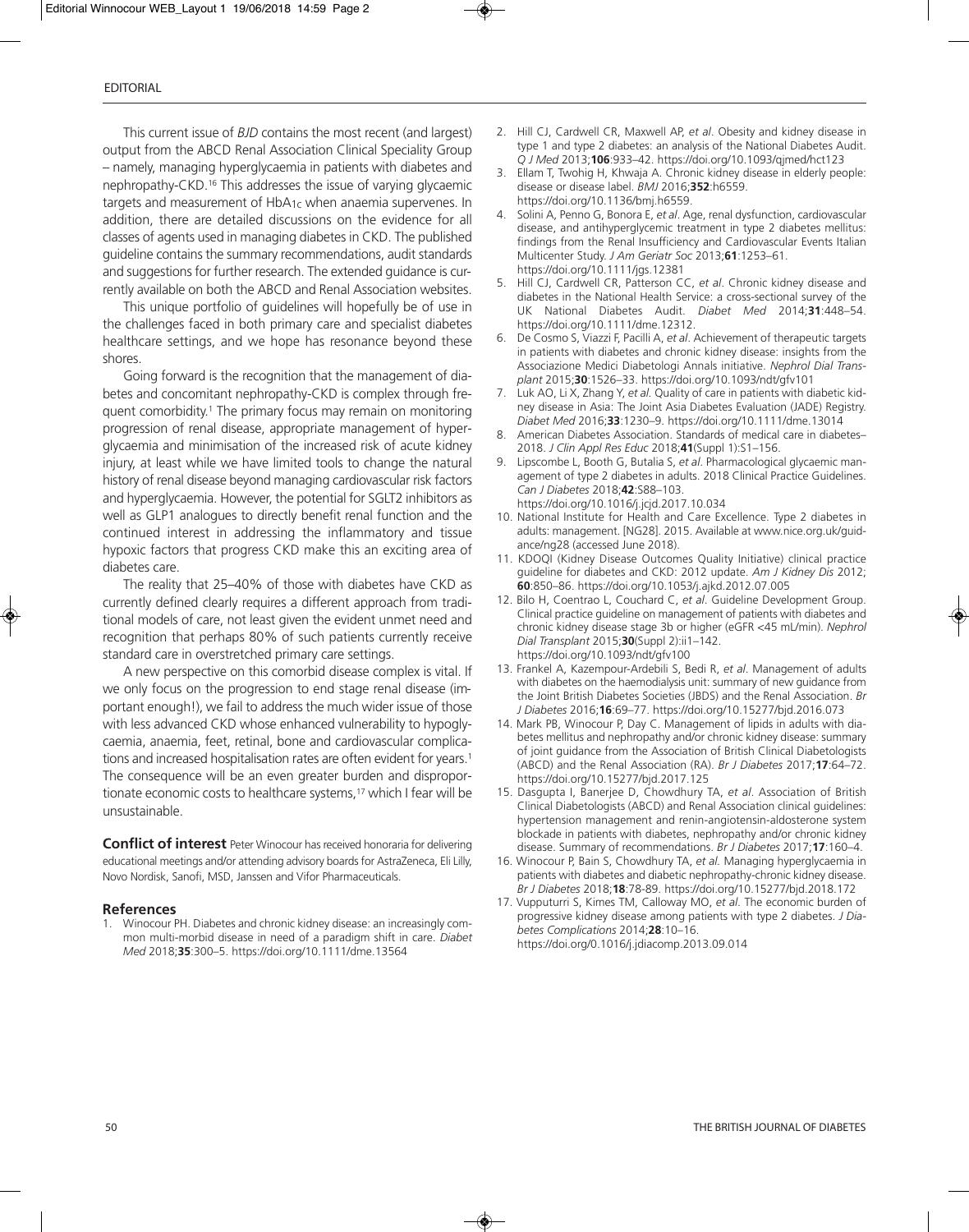This current issue of *BJD* contains the most recent (and largest) output from the ABCD Renal Association Clinical Speciality Group – namely, managing hyperglycaemia in patients with diabetes and nephropathy-CKD.[16] This addresses the issue of varying glycaemic targets and measurement of $HbA_{1c}$ when anaemia supervenes. In addition, there are detailed discussions on the evidence for all classes of agents used in managing diabetes in CKD. The published guideline contains the summary recommendations, audit standards and suggestions for further research. The extended guidance is currently available on both the ABCD and Renal Association websites.

This unique portfolio of guidelines will hopefully be of use in the challenges faced in both primary care and specialist diabetes healthcare settings, and we hope has resonance beyond these shores.

Going forward is the recognition that the management of diabetes and concomitant nephropathy-CKD is complex through frequent comorbidity.[1] The primary focus may remain on monitoring progression of renal disease, appropriate management of hyperglycaemia and minimisation of the increased risk of acute kidney injury, at least while we have limited tools to change the natural history of renal disease beyond managing cardiovascular risk factors and hyperglycaemia. However, the potential for SGLT2 inhibitors as well as GLP1 analogues to directly benefit renal function and the continued interest in addressing the inflammatory and tissue hypoxic factors that progress CKD make this an exciting area of diabetes care.

The reality that 25–40% of those with diabetes have CKD as currently defined clearly requires a different approach from traditional models of care, not least given the evident unmet need and recognition that perhaps 80% of such patients currently receive standard care in overstretched primary care settings.

A new perspective on this comorbid disease complex is vital. If we only focus on the progression to end stage renal disease (important enough!), we fail to address the much wider issue of those with less advanced CKD whose enhanced vulnerability to hypoglycaemia, anaemia, feet, retinal, bone and cardiovascular complications and increased hospitalisation rates are often evident for years.[1] The consequence will be an even greater burden and disproportionate economic costs to healthcare systems,[17] which I fear will be unsustainable.

**Conflict of interest** Peter Winocour has received honoraria for delivering educational meetings and/or attending advisory boards for AstraZeneca, Eli Lilly, Novo Nordisk, Sanofi, MSD, Janssen and Vifor Pharmaceuticals.

## References

1. Winocour PH. Diabetes and chronic kidney disease: an increasingly common multi-morbid disease in need of a paradigm shift in care. *Diabet Med* 2018;**35**:300–5. https://doi.org/10.1111/dme.13564
2. Hill CJ, Cardwell CR, Maxwell AP, *et al*. Obesity and kidney disease in type 1 and type 2 diabetes: an analysis of the National Diabetes Audit. *Q J Med* 2013;**106**:933–42. https://doi.org/10.1093/qjmed/hct123
3. Ellam T, Twohig H, Khwaja A. Chronic kidney disease in elderly people: disease or disease label. *BMJ* 2016;**352**:h6559. https://doi.org/10.1136/bmj.h6559.
4. Solini A, Penno G, Bonora E, *et al*. Age, renal dysfunction, cardiovascular disease, and antihyperglycemic treatment in type 2 diabetes mellitus: findings from the Renal Insufficiency and Cardiovascular Events Italian Multicenter Study. *J Am Geriatr Soc* 2013;**61**:1253–61. https://doi.org/10.1111/jgs.12381
5. Hill CJ, Cardwell CR, Patterson CC, *et al*. Chronic kidney disease and diabetes in the National Health Service: a cross-sectional survey of the UK National Diabetes Audit. *Diabet Med* 2014;**31**:448–54. https://doi.org/10.1111/dme.12312.
6. De Cosmo S, Viazzi F, Pacilli A, *et al*. Achievement of therapeutic targets in patients with diabetes and chronic kidney disease: insights from the Associazione Medici Diabetologi Annals initiative. *Nephrol Dial Transplant* 2015;**30**:1526–33. https://doi.org/10.1093/ndt/gfv101
7. Luk AO, Li X, Zhang Y, *et al*. Quality of care in patients with diabetic kidney disease in Asia: The Joint Asia Diabetes Evaluation (JADE) Registry. *Diabet Med* 2016;**33**:1230–9. https://doi.org/10.1111/dme.13014
8. American Diabetes Association. Standards of medical care in diabetes–2018. *J Clin Appl Res Educ* 2018;**41**(Suppl 1):S1–156.
9. Lipscombe L, Booth G, Butalia S, *et al*. Pharmacological glycaemic management of type 2 diabetes in adults. 2018 Clinical Practice Guidelines. *Can J Diabetes* 2018;**42**:S88–103. https://doi.org/10.1016/j.jcjd.2017.10.034
10. National Institute for Health and Care Excellence. Type 2 diabetes in adults: management. [NG28]. 2015. Available at www.nice.org.uk/guidance/ng28 (accessed June 2018).
11. KDOQI (Kidney Disease Outcomes Quality Initiative) clinical practice guideline for diabetes and CKD: 2012 update. *Am J Kidney Dis* 2012; **60**:850–86. https://doi.org/10.1053/j.ajkd.2012.07.005
12. Bilo H, Coentrao L, Couchard C, *et al*. Guideline Development Group. Clinical practice guideline on management of patients with diabetes and chronic kidney disease stage 3b or higher (eGFR <45 mL/min). *Nephrol Dial Transplant* 2015;**30**(Suppl 2):ii1–142. https://doi.org/10.1093/ndt/gfv100
13. Frankel A, Kazempour-Ardebili S, Bedi R, *et al*. Management of adults with diabetes on the haemodialysis unit: summary of new guidance from the Joint British Diabetes Societies (JBDS) and the Renal Association. *Br J Diabetes* 2016;**16**:69–77. https://doi.org/10.15277/bjd.2016.073
14. Mark PB, Winocour P, Day C. Management of lipids in adults with diabetes mellitus and nephropathy and/or chronic kidney disease: summary of joint guidance from the Association of British Clinical Diabetologists (ABCD) and the Renal Association (RA). *Br J Diabetes* 2017;**17**:64–72. https://doi.org/10.15277/bjd.2017.125
15. Dasgupta I, Banerjee D, Chowdhury TA, *et al*. Association of British Clinical Diabetologists (ABCD) and Renal Association clinical guidelines: hypertension management and renin-angiotensin-aldosterone system blockade in patients with diabetes, nephropathy and/or chronic kidney disease. Summary of recommendations. *Br J Diabetes* 2017;**17**:160–4.
16. Winocour P, Bain S, Chowdhury TA, *et al.* Managing hyperglycaemia in patients with diabetes and diabetic nephropathy-chronic kidney disease. *Br J Diabetes* 2018;**18**:78-89. https://doi.org/10.15277/bjd.2018.172
17. Vupputurri S, Kimes TM, Calloway MO, *et al*. The economic burden of progressive kidney disease among patients with type 2 diabetes. *J Diabetes Complications* 2014;**28**:10–16. https://doi.org/0.1016/j.jdiacomp.2013.09.014